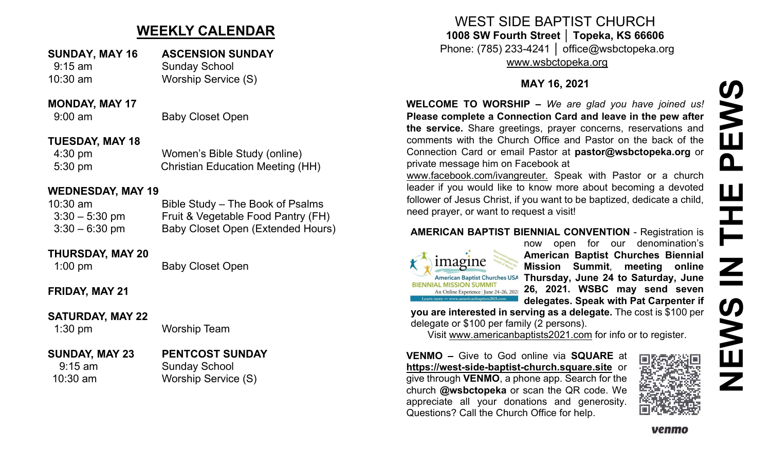## WEEKLY CALENDAR

**SUNDAY, MAY 16** — **ASCENSION SUNDAY**

| | |
|---|---|
| 9:15 am | Sunday School |
| 10:30 am | Worship Service (S) |

**MONDAY, MAY 17**

| | |
|---|---|
| 9:00 am | Baby Closet Open |

**TUESDAY, MAY 18**

| | |
|---|---|
| 4:30 pm | Women's Bible Study (online) |
| 5:30 pm | Christian Education Meeting (HH) |

**WEDNESDAY, MAY 19**

| | |
|---|---|
| 10:30 am | Bible Study – The Book of Psalms |
| 3:30 – 5:30 pm | Fruit & Vegetable Food Pantry (FH) |
| 3:30 – 6:30 pm | Baby Closet Open (Extended Hours) |

**THURSDAY, MAY 20**

| | |
|---|---|
| 1:00 pm | Baby Closet Open |

**FRIDAY, MAY 21**

**SATURDAY, MAY 22**

| | |
|---|---|
| 1:30 pm | Worship Team |

**SUNDAY, MAY 23** — **PENTCOST SUNDAY**

| | |
|---|---|
| 9:15 am | Sunday School |
| 10:30 am | Worship Service (S) |

# WEST SIDE BAPTIST CHURCH

**1008 SW Fourth Street │ Topeka, KS 66606**

Phone: (785) 233-4241 │ office@wsbctopeka.org

www.wsbctopeka.org

**MAY 16, 2021**

# NEWS IN THE PEWS

**WELCOME TO WORSHIP –** *We are glad you have joined us!* **Please complete a Connection Card and leave in the pew after the service.** Share greetings, prayer concerns, reservations and comments with the Church Office and Pastor on the back of the Connection Card or email Pastor at **pastor@wsbctopeka.org** or private message him on Facebook at www.facebook.com/ivangreuter. Speak with Pastor or a church leader if you would like to know more about becoming a devoted follower of Jesus Christ, if you want to be baptized, dedicate a child, need prayer, or want to request a visit!

**AMERICAN BAPTIST BIENNIAL CONVENTION** - Registration is now open for our denomination's **American Baptist Churches Biennial Mission Summit**, **meeting online Thursday, June 24 to Saturday, June 26, 2021. WSBC may send seven delegates. Speak with Pat Carpenter if you are interested in serving as a delegate.** The cost is $100 per delegate or $100 per family (2 persons).

Visit www.americanbaptists2021.com for info or to register.

**VENMO –** Give to God online via **SQUARE** at **https://west-side-baptist-church.square.site** or give through **VENMO**, a phone app. Search for the church **@wsbctopeka** or scan the QR code. We appreciate all your donations and generosity. Questions? Call the Church Office for help.

venmo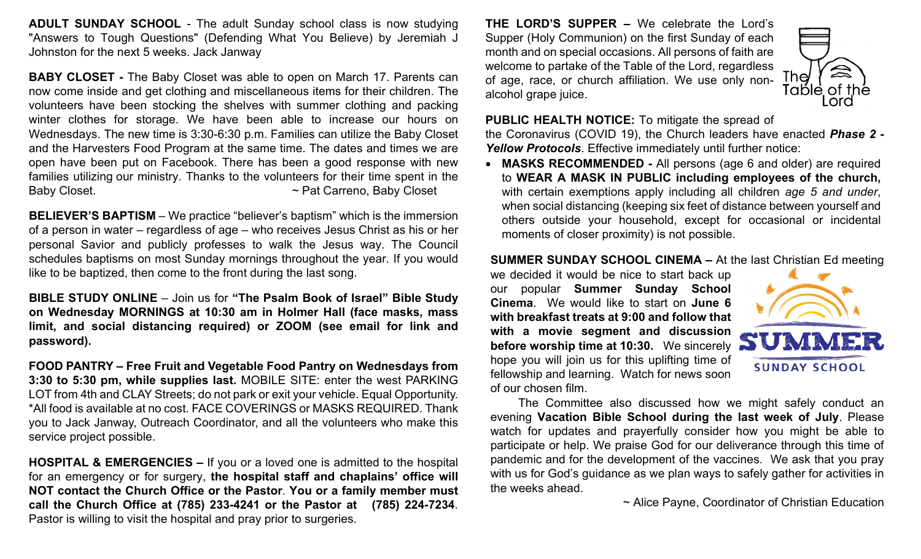**ADULT SUNDAY SCHOOL** - The adult Sunday school class is now studying "Answers to Tough Questions" (Defending What You Believe) by Jeremiah J Johnston for the next 5 weeks. Jack Janway

**BABY CLOSET -** The Baby Closet was able to open on March 17. Parents can now come inside and get clothing and miscellaneous items for their children. The volunteers have been stocking the shelves with summer clothing and packing winter clothes for storage. We have been able to increase our hours on Wednesdays. The new time is 3:30-6:30 p.m. Families can utilize the Baby Closet and the Harvesters Food Program at the same time. The dates and times we are open have been put on Facebook. There has been a good response with new families utilizing our ministry. Thanks to the volunteers for their time spent in the Baby Closet. ~ Pat Carreno, Baby Closet

**BELIEVER'S BAPTISM** – We practice "believer's baptism" which is the immersion of a person in water – regardless of age – who receives Jesus Christ as his or her personal Savior and publicly professes to walk the Jesus way. The Council schedules baptisms on most Sunday mornings throughout the year. If you would like to be baptized, then come to the front during the last song.

**BIBLE STUDY ONLINE** – Join us for **"The Psalm Book of Israel" Bible Study on Wednesday MORNINGS at 10:30 am in Holmer Hall (face masks, mass limit, and social distancing required) or ZOOM (see email for link and password).**

**FOOD PANTRY – Free Fruit and Vegetable Food Pantry on Wednesdays from 3:30 to 5:30 pm, while supplies last.** MOBILE SITE: enter the west PARKING LOT from 4th and CLAY Streets; do not park or exit your vehicle. Equal Opportunity. *All food is available at no cost. FACE COVERINGS or MASKS REQUIRED. Thank you to Jack Janway, Outreach Coordinator, and all the volunteers who make this service project possible.

**HOSPITAL & EMERGENCIES –** If you or a loved one is admitted to the hospital for an emergency or for surgery, **the hospital staff and chaplains' office will NOT contact the Church Office or the Pastor**. **You or a family member must call the Church Office at (785) 233-4241 or the Pastor at (785) 224-7234**. Pastor is willing to visit the hospital and pray prior to surgeries.

**THE LORD'S SUPPER –** We celebrate the Lord's Supper (Holy Communion) on the first Sunday of each month and on special occasions. All persons of faith are welcome to partake of the Table of the Lord, regardless of age, race, or church affiliation. We use only non-alcohol grape juice.

The Table of the Lord

**PUBLIC HEALTH NOTICE:** To mitigate the spread of the Coronavirus (COVID 19), the Church leaders have enacted ***Phase 2 - Yellow Protocols***. Effective immediately until further notice:

- **MASKS RECOMMENDED -** All persons (age 6 and older) are required to **WEAR A MASK IN PUBLIC including employees of the church,** with certain exemptions apply including all children *age 5 and under*, when social distancing (keeping six feet of distance between yourself and others outside your household, except for occasional or incidental moments of closer proximity) is not possible.

**SUMMER SUNDAY SCHOOL CINEMA –** At the last Christian Ed meeting we decided it would be nice to start back up our popular **Summer Sunday School Cinema**. We would like to start on **June 6 with breakfast treats at 9:00 and follow that with a movie segment and discussion before worship time at 10:30.** We sincerely hope you will join us for this uplifting time of fellowship and learning. Watch for news soon of our chosen film.

SUMMER SUNDAY SCHOOL

The Committee also discussed how we might safely conduct an evening **Vacation Bible School during the last week of July**. Please watch for updates and prayerfully consider how you might be able to participate or help. We praise God for our deliverance through this time of pandemic and for the development of the vaccines. We ask that you pray with us for God's guidance as we plan ways to safely gather for activities in the weeks ahead.

~ Alice Payne, Coordinator of Christian Education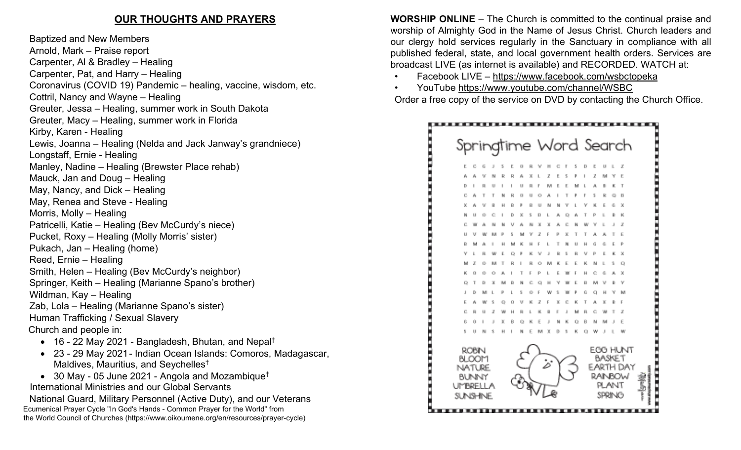## OUR THOUGHTS AND PRAYERS

Baptized and New Members
Arnold, Mark – Praise report
Carpenter, Al & Bradley – Healing
Carpenter, Pat, and Harry – Healing
Coronavirus (COVID 19) Pandemic – healing, vaccine, wisdom, etc.
Cottril, Nancy and Wayne – Healing
Greuter, Jessa – Healing, summer work in South Dakota
Greuter, Macy – Healing, summer work in Florida
Kirby, Karen - Healing
Lewis, Joanna – Healing (Nelda and Jack Janway's grandniece)
Longstaff, Ernie - Healing
Manley, Nadine – Healing (Brewster Place rehab)
Mauck, Jan and Doug – Healing
May, Nancy, and Dick – Healing
May, Renea and Steve - Healing
Morris, Molly – Healing
Patricelli, Katie – Healing (Bev McCurdy's niece)
Pucket, Roxy – Healing (Molly Morris' sister)
Pukach, Jan – Healing (home)
Reed, Ernie – Healing
Smith, Helen – Healing (Bev McCurdy's neighbor)
Springer, Keith – Healing (Marianne Spano's brother)
Wildman, Kay – Healing
Zab, Lola – Healing (Marianne Spano's sister)
Human Trafficking / Sexual Slavery
Church and people in:

- 16 - 22 May 2021 - Bangladesh, Bhutan, and Nepal†
- 23 - 29 May 2021 - Indian Ocean Islands: Comoros, Madagascar, Maldives, Mauritius, and Seychelles†
- 30 May - 05 June 2021 - Angola and Mozambique†

International Ministries and our Global Servants
National Guard, Military Personnel (Active Duty), and our Veterans

Ecumenical Prayer Cycle "In God's Hands - Common Prayer for the World" from the World Council of Churches (https://www.oikoumene.org/en/resources/prayer-cycle)

**WORSHIP ONLINE** – The Church is committed to the continual praise and worship of Almighty God in the Name of Jesus Christ. Church leaders and our clergy hold services regularly in the Sanctuary in compliance with all published federal, state, and local government health orders. Services are broadcast LIVE (as internet is available) and RECORDED. WATCH at:

- Facebook LIVE – https://www.facebook.com/wsbctopeka
- YouTube https://www.youtube.com/channel/WSBC

Order a free copy of the service on DVD by contacting the Church Office.

### Springtime Word Search

ROBIN
BLOOM
NATURE
BUNNY
UMBRELLA
SUNSHINE

EGG HUNT
BASKET
EARTH DAY
RAINBOW
PLANT
SPRING